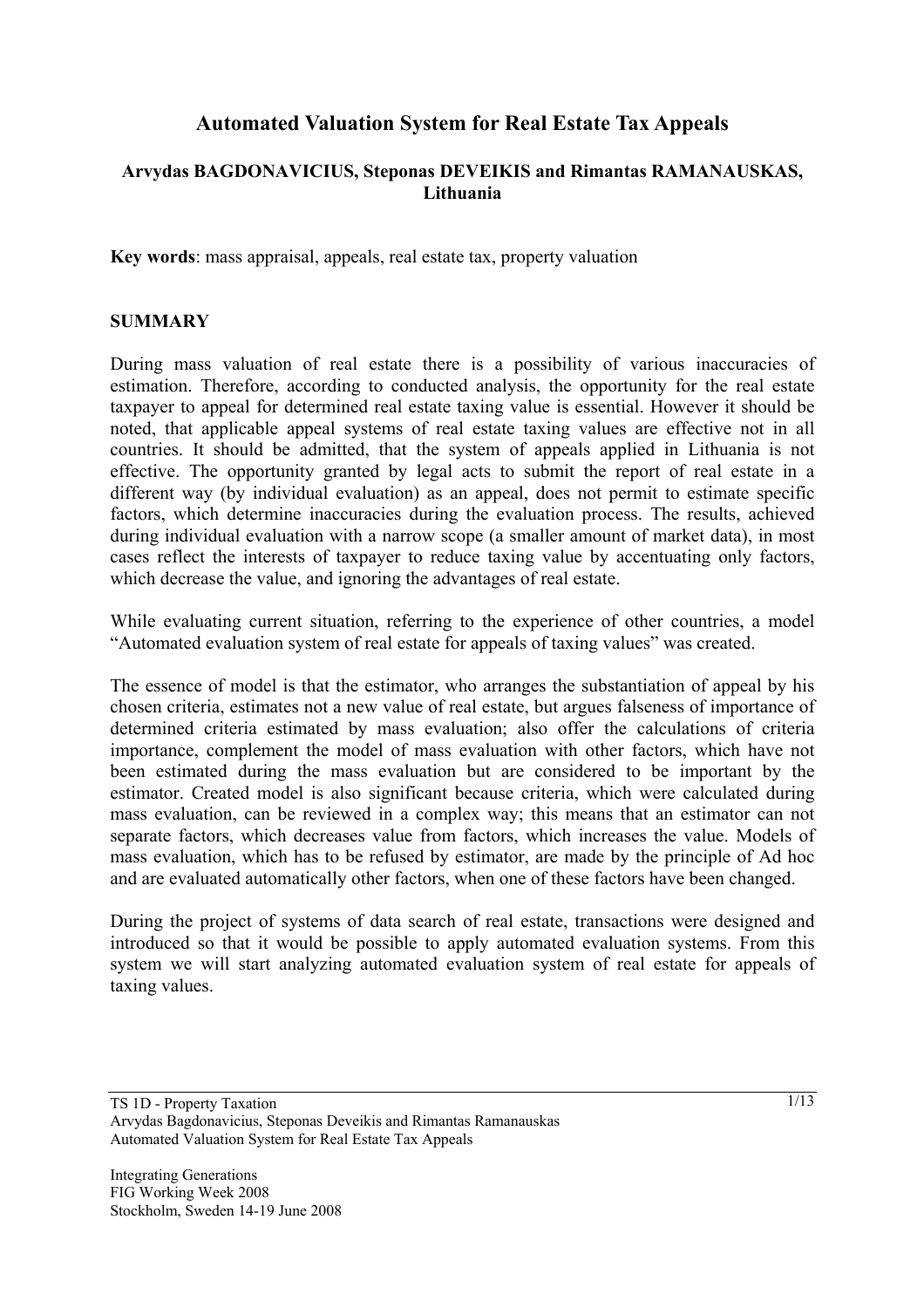# Automated Valuation System for Real Estate Tax Appeals

**Arvydas BAGDONAVICIUS, Steponas DEVEIKIS and Rimantas RAMANAUSKAS, Lithuania**

**Key words**: mass appraisal, appeals, real estate tax, property valuation

## SUMMARY

During mass valuation of real estate there is a possibility of various inaccuracies of estimation. Therefore, according to conducted analysis, the opportunity for the real estate taxpayer to appeal for determined real estate taxing value is essential. However it should be noted, that applicable appeal systems of real estate taxing values are effective not in all countries. It should be admitted, that the system of appeals applied in Lithuania is not effective. The opportunity granted by legal acts to submit the report of real estate in a different way (by individual evaluation) as an appeal, does not permit to estimate specific factors, which determine inaccuracies during the evaluation process. The results, achieved during individual evaluation with a narrow scope (a smaller amount of market data), in most cases reflect the interests of taxpayer to reduce taxing value by accentuating only factors, which decrease the value, and ignoring the advantages of real estate.

While evaluating current situation, referring to the experience of other countries, a model "Automated evaluation system of real estate for appeals of taxing values" was created.

The essence of model is that the estimator, who arranges the substantiation of appeal by his chosen criteria, estimates not a new value of real estate, but argues falseness of importance of determined criteria estimated by mass evaluation; also offer the calculations of criteria importance, complement the model of mass evaluation with other factors, which have not been estimated during the mass evaluation but are considered to be important by the estimator. Created model is also significant because criteria, which were calculated during mass evaluation, can be reviewed in a complex way; this means that an estimator can not separate factors, which decreases value from factors, which increases the value. Models of mass evaluation, which has to be refused by estimator, are made by the principle of Ad hoc and are evaluated automatically other factors, when one of these factors have been changed.

During the project of systems of data search of real estate, transactions were designed and introduced so that it would be possible to apply automated evaluation systems. From this system we will start analyzing automated evaluation system of real estate for appeals of taxing values.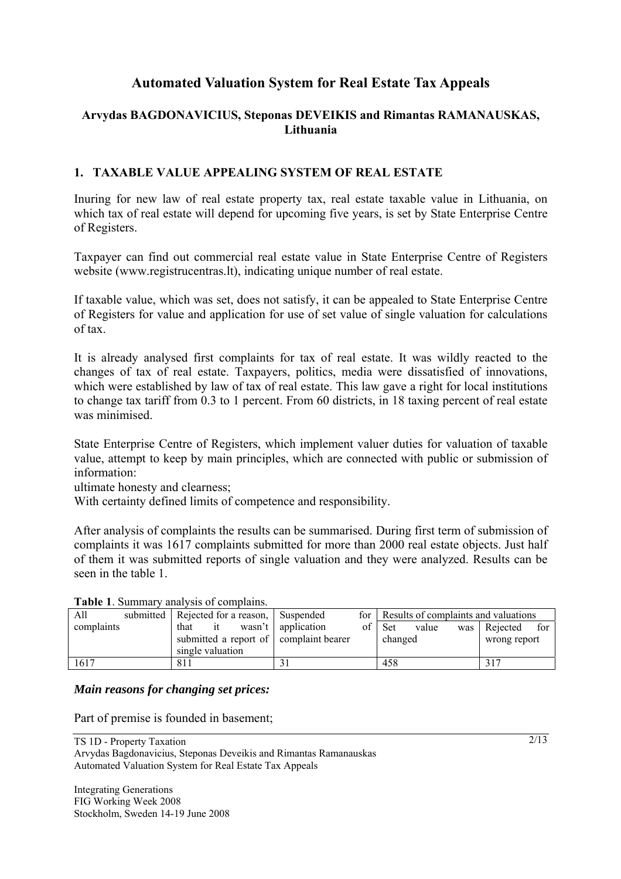# Automated Valuation System for Real Estate Tax Appeals

### Arvydas BAGDONAVICIUS, Steponas DEVEIKIS and Rimantas RAMANAUSKAS, Lithuania

## 1. TAXABLE VALUE APPEALING SYSTEM OF REAL ESTATE

Inuring for new law of real estate property tax, real estate taxable value in Lithuania, on which tax of real estate will depend for upcoming five years, is set by State Enterprise Centre of Registers.

Taxpayer can find out commercial real estate value in State Enterprise Centre of Registers website (www.registrucentras.lt), indicating unique number of real estate.

If taxable value, which was set, does not satisfy, it can be appealed to State Enterprise Centre of Registers for value and application for use of set value of single valuation for calculations of tax.

It is already analysed first complaints for tax of real estate. It was wildly reacted to the changes of tax of real estate. Taxpayers, politics, media were dissatisfied of innovations, which were established by law of tax of real estate. This law gave a right for local institutions to change tax tariff from 0.3 to 1 percent. From 60 districts, in 18 taxing percent of real estate was minimised.

State Enterprise Centre of Registers, which implement valuer duties for valuation of taxable value, attempt to keep by main principles, which are connected with public or submission of information:

ultimate honesty and clearness;

With certainty defined limits of competence and responsibility.

After analysis of complaints the results can be summarised. During first term of submission of complaints it was 1617 complaints submitted for more than 2000 real estate objects. Just half of them it was submitted reports of single valuation and they were analyzed. Results can be seen in the table 1.

**Table 1**. Summary analysis of complains.

| All submitted complaints | Rejected for a reason, that it wasn't submitted a report of single valuation | Suspended for application of complaint bearer | Results of complaints and valuations | |
|---|---|---|---|---|
| | | | Set value was changed | Rejected for wrong report |
| 1617 | 811 | 31 | 458 | 317 |

***Main reasons for changing set prices:***

Part of premise is founded in basement;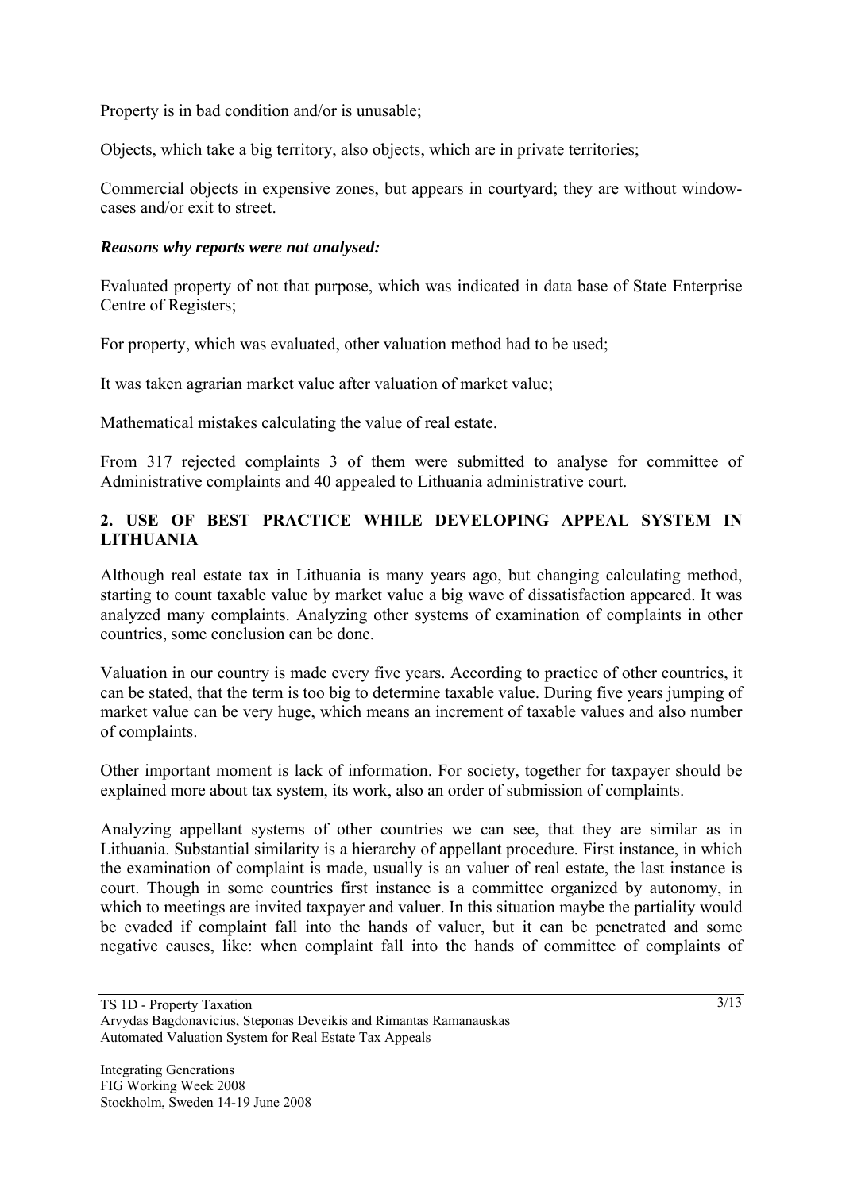Property is in bad condition and/or is unusable;

Objects, which take a big territory, also objects, which are in private territories;

Commercial objects in expensive zones, but appears in courtyard; they are without window-cases and/or exit to street.

***Reasons why reports were not analysed:***

Evaluated property of not that purpose, which was indicated in data base of State Enterprise Centre of Registers;

For property, which was evaluated, other valuation method had to be used;

It was taken agrarian market value after valuation of market value;

Mathematical mistakes calculating the value of real estate.

From 317 rejected complaints 3 of them were submitted to analyse for committee of Administrative complaints and 40 appealed to Lithuania administrative court.

## 2. USE OF BEST PRACTICE WHILE DEVELOPING APPEAL SYSTEM IN LITHUANIA

Although real estate tax in Lithuania is many years ago, but changing calculating method, starting to count taxable value by market value a big wave of dissatisfaction appeared. It was analyzed many complaints. Analyzing other systems of examination of complaints in other countries, some conclusion can be done.

Valuation in our country is made every five years. According to practice of other countries, it can be stated, that the term is too big to determine taxable value. During five years jumping of market value can be very huge, which means an increment of taxable values and also number of complaints.

Other important moment is lack of information. For society, together for taxpayer should be explained more about tax system, its work, also an order of submission of complaints.

Analyzing appellant systems of other countries we can see, that they are similar as in Lithuania. Substantial similarity is a hierarchy of appellant procedure. First instance, in which the examination of complaint is made, usually is an valuer of real estate, the last instance is court. Though in some countries first instance is a committee organized by autonomy, in which to meetings are invited taxpayer and valuer. In this situation maybe the partiality would be evaded if complaint fall into the hands of valuer, but it can be penetrated and some negative causes, like: when complaint fall into the hands of committee of complaints of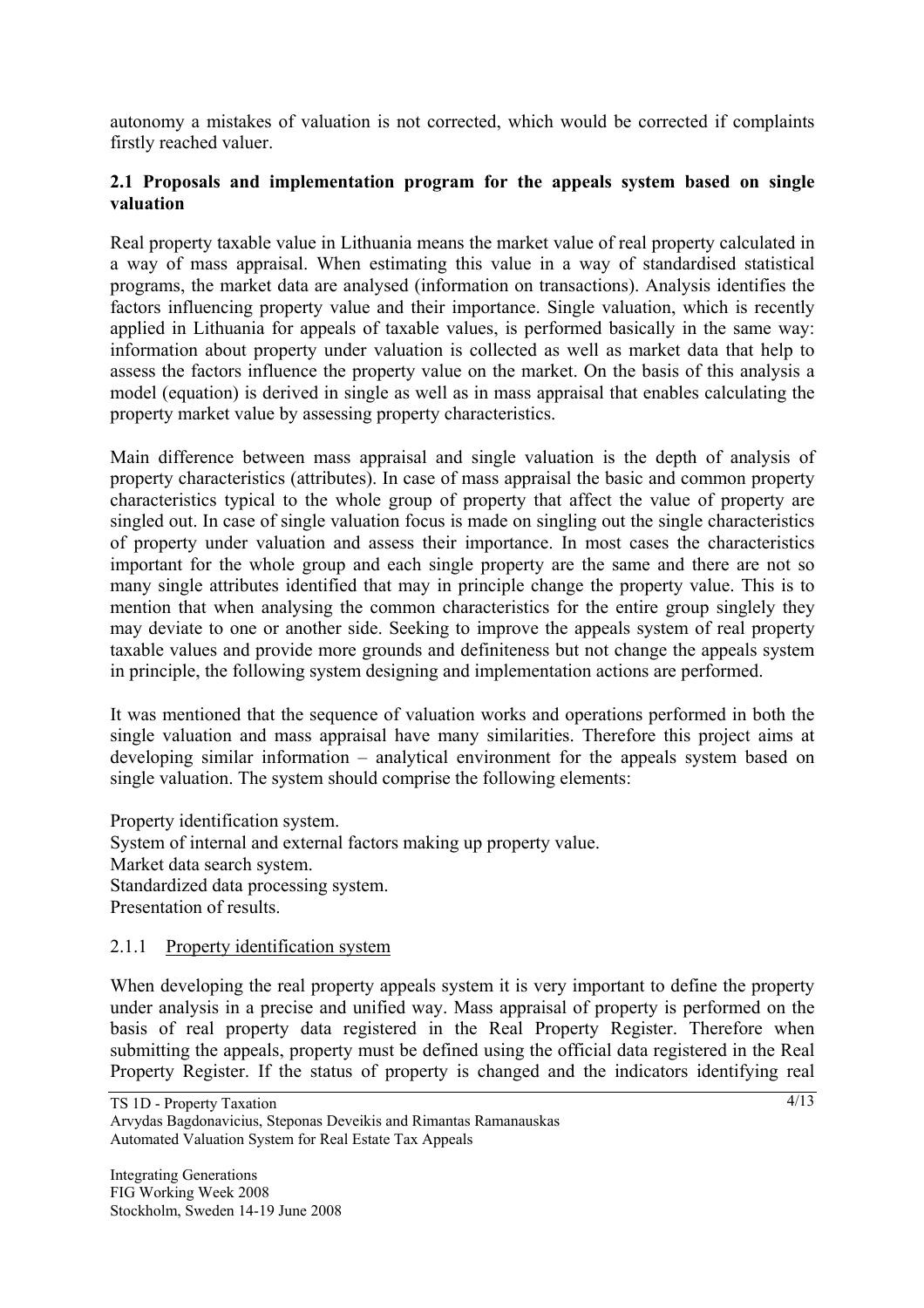autonomy a mistakes of valuation is not corrected, which would be corrected if complaints firstly reached valuer.

### 2.1 Proposals and implementation program for the appeals system based on single valuation

Real property taxable value in Lithuania means the market value of real property calculated in a way of mass appraisal. When estimating this value in a way of standardised statistical programs, the market data are analysed (information on transactions). Analysis identifies the factors influencing property value and their importance. Single valuation, which is recently applied in Lithuania for appeals of taxable values, is performed basically in the same way: information about property under valuation is collected as well as market data that help to assess the factors influence the property value on the market. On the basis of this analysis a model (equation) is derived in single as well as in mass appraisal that enables calculating the property market value by assessing property characteristics.

Main difference between mass appraisal and single valuation is the depth of analysis of property characteristics (attributes). In case of mass appraisal the basic and common property characteristics typical to the whole group of property that affect the value of property are singled out. In case of single valuation focus is made on singling out the single characteristics of property under valuation and assess their importance. In most cases the characteristics important for the whole group and each single property are the same and there are not so many single attributes identified that may in principle change the property value. This is to mention that when analysing the common characteristics for the entire group singlely they may deviate to one or another side. Seeking to improve the appeals system of real property taxable values and provide more grounds and definiteness but not change the appeals system in principle, the following system designing and implementation actions are performed.

It was mentioned that the sequence of valuation works and operations performed in both the single valuation and mass appraisal have many similarities. Therefore this project aims at developing similar information – analytical environment for the appeals system based on single valuation. The system should comprise the following elements:

Property identification system.
System of internal and external factors making up property value.
Market data search system.
Standardized data processing system.
Presentation of results.

#### 2.1.1 Property identification system

When developing the real property appeals system it is very important to define the property under analysis in a precise and unified way. Mass appraisal of property is performed on the basis of real property data registered in the Real Property Register. Therefore when submitting the appeals, property must be defined using the official data registered in the Real Property Register. If the status of property is changed and the indicators identifying real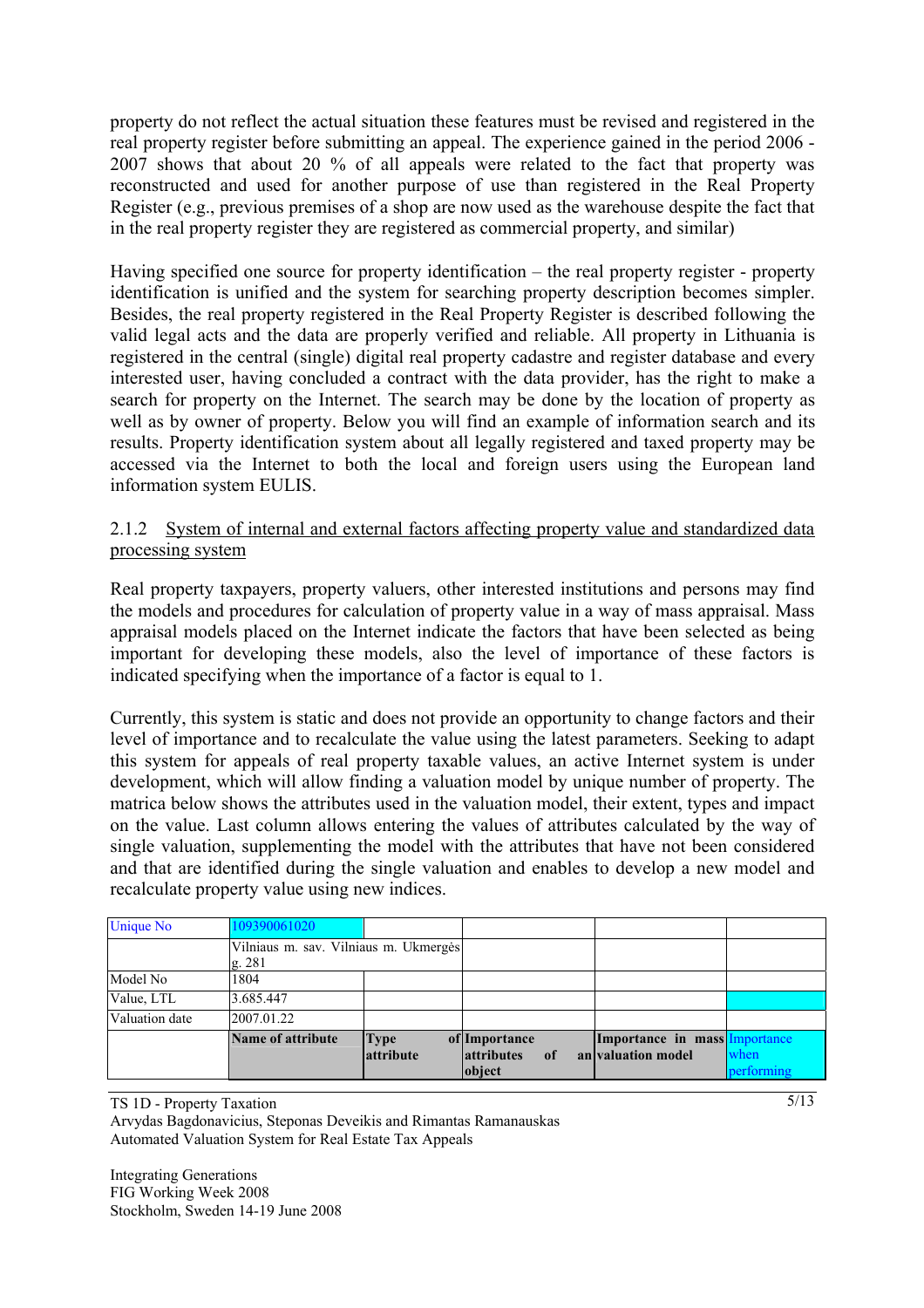property do not reflect the actual situation these features must be revised and registered in the real property register before submitting an appeal. The experience gained in the period 2006 - 2007 shows that about 20 % of all appeals were related to the fact that property was reconstructed and used for another purpose of use than registered in the Real Property Register (e.g., previous premises of a shop are now used as the warehouse despite the fact that in the real property register they are registered as commercial property, and similar)

Having specified one source for property identification – the real property register - property identification is unified and the system for searching property description becomes simpler. Besides, the real property registered in the Real Property Register is described following the valid legal acts and the data are properly verified and reliable. All property in Lithuania is registered in the central (single) digital real property cadastre and register database and every interested user, having concluded a contract with the data provider, has the right to make a search for property on the Internet. The search may be done by the location of property as well as by owner of property. Below you will find an example of information search and its results. Property identification system about all legally registered and taxed property may be accessed via the Internet to both the local and foreign users using the European land information system EULIS.

### 2.1.2 System of internal and external factors affecting property value and standardized data processing system

Real property taxpayers, property valuers, other interested institutions and persons may find the models and procedures for calculation of property value in a way of mass appraisal. Mass appraisal models placed on the Internet indicate the factors that have been selected as being important for developing these models, also the level of importance of these factors is indicated specifying when the importance of a factor is equal to 1.

Currently, this system is static and does not provide an opportunity to change factors and their level of importance and to recalculate the value using the latest parameters. Seeking to adapt this system for appeals of real property taxable values, an active Internet system is under development, which will allow finding a valuation model by unique number of property. The matrica below shows the attributes used in the valuation model, their extent, types and impact on the value. Last column allows entering the values of attributes calculated by the way of single valuation, supplementing the model with the attributes that have not been considered and that are identified during the single valuation and enables to develop a new model and recalculate property value using new indices.

| Unique No | 109390061020 | | | | |
|---|---|---|---|---|---|
| | Vilniaus m. sav. Vilniaus m. Ukmergės g. 281 | | | | |
| Model No | 1804 | | | | |
| Value, LTL | 3.685.447 | | | | |
| Valuation date | 2007.01.22 | | | | |
| | **Name of attribute** | **Type of attribute** | **Importance attributes of an object** | **Importance in mass valuation model** | Importance when performing |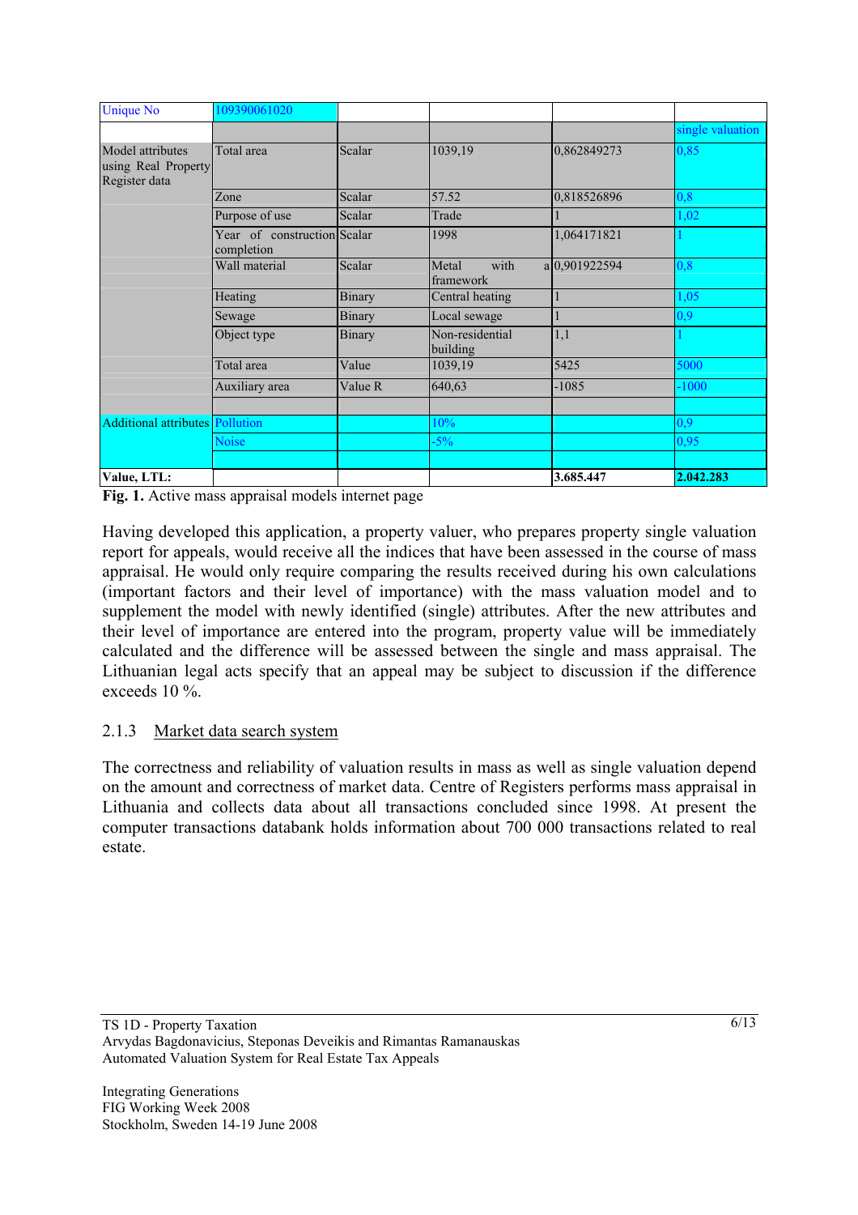| Unique No | 109390061020 | | | | |
|---|---|---|---|---|---|
| | | | | | single valuation |
| Model attributes using Real Property Register data | Total area | Scalar | 1039,19 | 0,862849273 | 0,85 |
| | Zone | Scalar | 57.52 | 0,818526896 | 0,8 |
| | Purpose of use | Scalar | Trade | 1 | 1,02 |
| | Year of construction completion | Scalar | 1998 | 1,064171821 | 1 |
| | Wall material | Scalar | Metal with a framework | 0,901922594 | 0,8 |
| | Heating | Binary | Central heating | 1 | 1,05 |
| | Sewage | Binary | Local sewage | 1 | 0,9 |
| | Object type | Binary | Non-residential building | 1,1 | 1 |
| | Total area | Value | 1039,19 | 5425 | 5000 |
| | Auxiliary area | Value R | 640,63 | -1085 | -1000 |
| | | | | | |
| Additional attributes | Pollution | | 10% | | 0,9 |
| | Noise | | -5% | | 0,95 |
| | | | | | |
| **Value, LTL:** | | | | **3.685.447** | **2.042.283** |

**Fig. 1.** Active mass appraisal models internet page

Having developed this application, a property valuer, who prepares property single valuation report for appeals, would receive all the indices that have been assessed in the course of mass appraisal. He would only require comparing the results received during his own calculations (important factors and their level of importance) with the mass valuation model and to supplement the model with newly identified (single) attributes. After the new attributes and their level of importance are entered into the program, property value will be immediately calculated and the difference will be assessed between the single and mass appraisal. The Lithuanian legal acts specify that an appeal may be subject to discussion if the difference exceeds 10 %.

### 2.1.3 Market data search system

The correctness and reliability of valuation results in mass as well as single valuation depend on the amount and correctness of market data. Centre of Registers performs mass appraisal in Lithuania and collects data about all transactions concluded since 1998. At present the computer transactions databank holds information about 700 000 transactions related to real estate.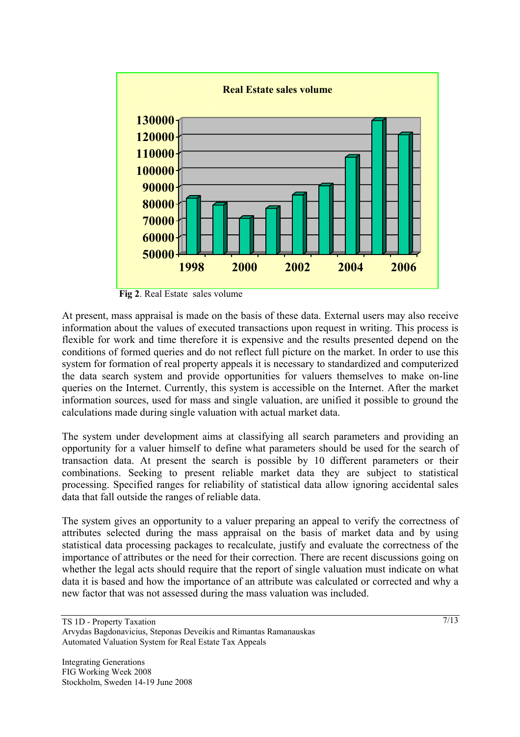**Fig 2**. Real Estate sales volume

At present, mass appraisal is made on the basis of these data. External users may also receive information about the values of executed transactions upon request in writing. This process is flexible for work and time therefore it is expensive and the results presented depend on the conditions of formed queries and do not reflect full picture on the market. In order to use this system for formation of real property appeals it is necessary to standardized and computerized the data search system and provide opportunities for valuers themselves to make on-line queries on the Internet. Currently, this system is accessible on the Internet. After the market information sources, used for mass and single valuation, are unified it possible to ground the calculations made during single valuation with actual market data.

The system under development aims at classifying all search parameters and providing an opportunity for a valuer himself to define what parameters should be used for the search of transaction data. At present the search is possible by 10 different parameters or their combinations. Seeking to present reliable market data they are subject to statistical processing. Specified ranges for reliability of statistical data allow ignoring accidental sales data that fall outside the ranges of reliable data.

The system gives an opportunity to a valuer preparing an appeal to verify the correctness of attributes selected during the mass appraisal on the basis of market data and by using statistical data processing packages to recalculate, justify and evaluate the correctness of the importance of attributes or the need for their correction. There are recent discussions going on whether the legal acts should require that the report of single valuation must indicate on what data it is based and how the importance of an attribute was calculated or corrected and why a new factor that was not assessed during the mass valuation was included.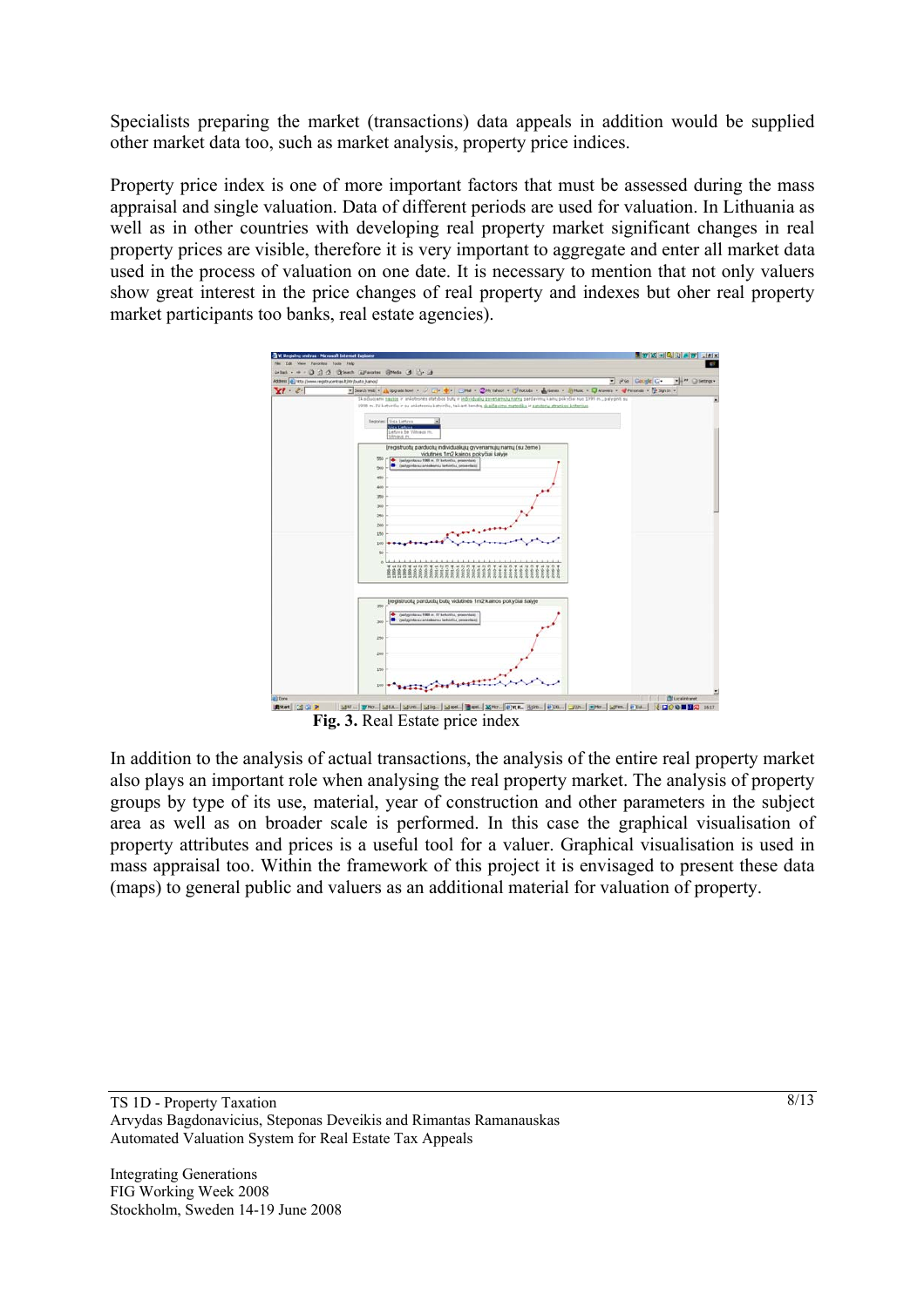Specialists preparing the market (transactions) data appeals in addition would be supplied other market data too, such as market analysis, property price indices.

Property price index is one of more important factors that must be assessed during the mass appraisal and single valuation. Data of different periods are used for valuation. In Lithuania as well as in other countries with developing real property market significant changes in real property prices are visible, therefore it is very important to aggregate and enter all market data used in the process of valuation on one date. It is necessary to mention that not only valuers show great interest in the price changes of real property and indexes but oher real property market participants too banks, real estate agencies).

**Fig. 3.** Real Estate price index

In addition to the analysis of actual transactions, the analysis of the entire real property market also plays an important role when analysing the real property market. The analysis of property groups by type of its use, material, year of construction and other parameters in the subject area as well as on broader scale is performed. In this case the graphical visualisation of property attributes and prices is a useful tool for a valuer. Graphical visualisation is used in mass appraisal too. Within the framework of this project it is envisaged to present these data (maps) to general public and valuers as an additional material for valuation of property.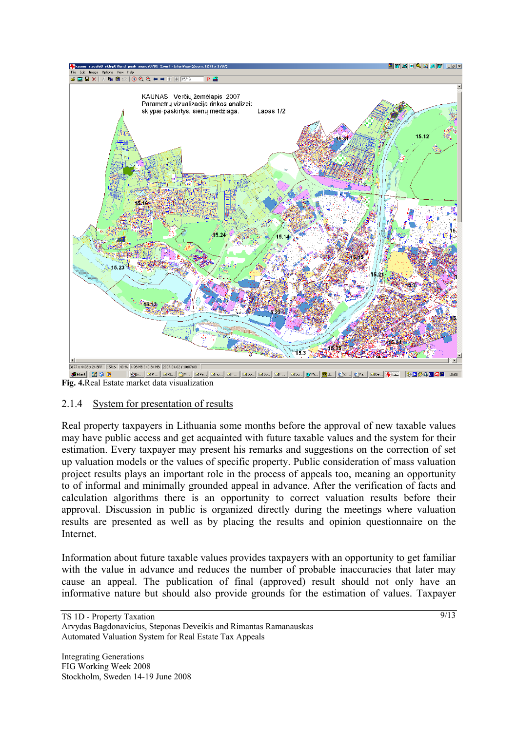**Fig. 4.**Real Estate market data visualization

### 2.1.4 System for presentation of results

Real property taxpayers in Lithuania some months before the approval of new taxable values may have public access and get acquainted with future taxable values and the system for their estimation. Every taxpayer may present his remarks and suggestions on the correction of set up valuation models or the values of specific property. Public consideration of mass valuation project results plays an important role in the process of appeals too, meaning an opportunity to of informal and minimally grounded appeal in advance. After the verification of facts and calculation algorithms there is an opportunity to correct valuation results before their approval. Discussion in public is organized directly during the meetings where valuation results are presented as well as by placing the results and opinion questionnaire on the Internet.

Information about future taxable values provides taxpayers with an opportunity to get familiar with the value in advance and reduces the number of probable inaccuracies that later may cause an appeal. The publication of final (approved) result should not only have an informative nature but should also provide grounds for the estimation of values. Taxpayer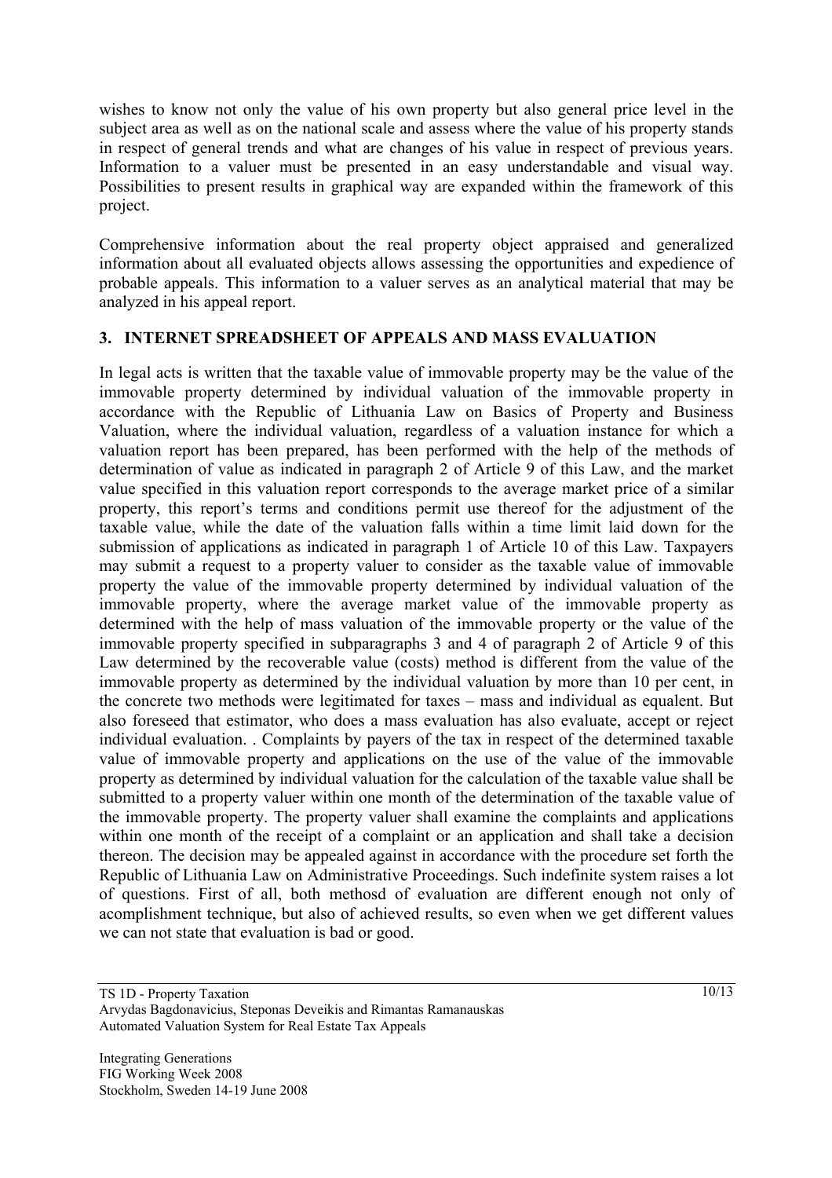wishes to know not only the value of his own property but also general price level in the subject area as well as on the national scale and assess where the value of his property stands in respect of general trends and what are changes of his value in respect of previous years. Information to a valuer must be presented in an easy understandable and visual way. Possibilities to present results in graphical way are expanded within the framework of this project.

Comprehensive information about the real property object appraised and generalized information about all evaluated objects allows assessing the opportunities and expedience of probable appeals. This information to a valuer serves as an analytical material that may be analyzed in his appeal report.

## 3. INTERNET SPREADSHEET OF APPEALS AND MASS EVALUATION

In legal acts is written that the taxable value of immovable property may be the value of the immovable property determined by individual valuation of the immovable property in accordance with the Republic of Lithuania Law on Basics of Property and Business Valuation, where the individual valuation, regardless of a valuation instance for which a valuation report has been prepared, has been performed with the help of the methods of determination of value as indicated in paragraph 2 of Article 9 of this Law, and the market value specified in this valuation report corresponds to the average market price of a similar property, this report's terms and conditions permit use thereof for the adjustment of the taxable value, while the date of the valuation falls within a time limit laid down for the submission of applications as indicated in paragraph 1 of Article 10 of this Law. Taxpayers may submit a request to a property valuer to consider as the taxable value of immovable property the value of the immovable property determined by individual valuation of the immovable property, where the average market value of the immovable property as determined with the help of mass valuation of the immovable property or the value of the immovable property specified in subparagraphs 3 and 4 of paragraph 2 of Article 9 of this Law determined by the recoverable value (costs) method is different from the value of the immovable property as determined by the individual valuation by more than 10 per cent, in the concrete two methods were legitimated for taxes – mass and individual as equalent. But also foreseed that estimator, who does a mass evaluation has also evaluate, accept or reject individual evaluation. . Complaints by payers of the tax in respect of the determined taxable value of immovable property and applications on the use of the value of the immovable property as determined by individual valuation for the calculation of the taxable value shall be submitted to a property valuer within one month of the determination of the taxable value of the immovable property. The property valuer shall examine the complaints and applications within one month of the receipt of a complaint or an application and shall take a decision thereon. The decision may be appealed against in accordance with the procedure set forth the Republic of Lithuania Law on Administrative Proceedings. Such indefinite system raises a lot of questions. First of all, both methosd of evaluation are different enough not only of acomplishment technique, but also of achieved results, so even when we get different values we can not state that evaluation is bad or good.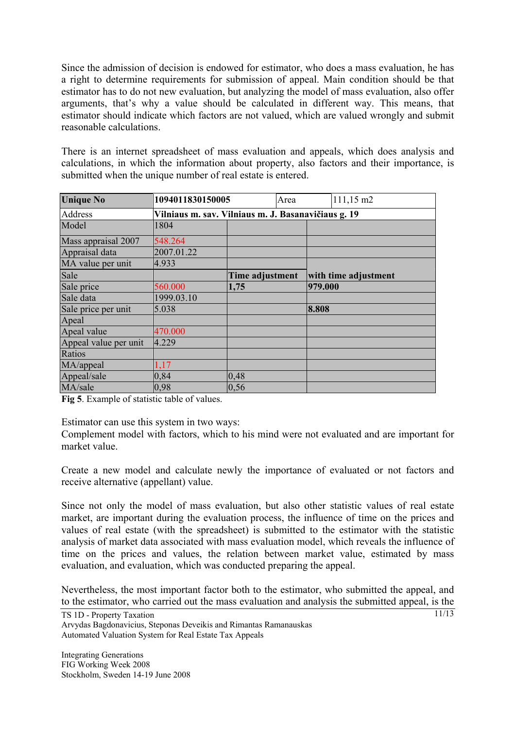Since the admission of decision is endowed for estimator, who does a mass evaluation, he has a right to determine requirements for submission of appeal. Main condition should be that estimator has to do not new evaluation, but analyzing the model of mass evaluation, also offer arguments, that's why a value should be calculated in different way. This means, that estimator should indicate which factors are not valued, which are valued wrongly and submit reasonable calculations.

There is an internet spreadsheet of mass evaluation and appeals, which does analysis and calculations, in which the information about property, also factors and their importance, is submitted when the unique number of real estate is entered.

| **Unique No** | **1094011830150005** | Area | 111,15 m2 |
|---|---|---|---|
| Address | **Vilniaus m. sav. Vilniaus m. J. Basanavičiaus g. 19** | | |
| Model | 1804 | | |
| Mass appraisal 2007 | 548.264 | | |
| Appraisal data | 2007.01.22 | | |
| MA value per unit | 4.933 | | |
| Sale | | **Time adjustment** | **with time adjustment** |
| Sale price | 560.000 | **1,75** | **979.000** |
| Sale data | 1999.03.10 | | |
| Sale price per unit | 5.038 | | **8.808** |
| Apeal | | | |
| Apeal value | 470.000 | | |
| Apeal value per unit | 4.229 | | |
| Ratios | | | |
| MA/appeal | 1,17 | | |
| Appeal/sale | 0,84 | 0,48 | |
| MA/sale | 0,98 | 0,56 | |

**Fig 5**. Example of statistic table of values.

Estimator can use this system in two ways:
Complement model with factors, which to his mind were not evaluated and are important for market value.

Create a new model and calculate newly the importance of evaluated or not factors and receive alternative (appellant) value.

Since not only the model of mass evaluation, but also other statistic values of real estate market, are important during the evaluation process, the influence of time on the prices and values of real estate (with the spreadsheet) is submitted to the estimator with the statistic analysis of market data associated with mass evaluation model, which reveals the influence of time on the prices and values, the relation between market value, estimated by mass evaluation, and evaluation, which was conducted preparing the appeal.

Nevertheless, the most important factor both to the estimator, who submitted the appeal, and to the estimator, who carried out the mass evaluation and analysis the submitted appeal, is the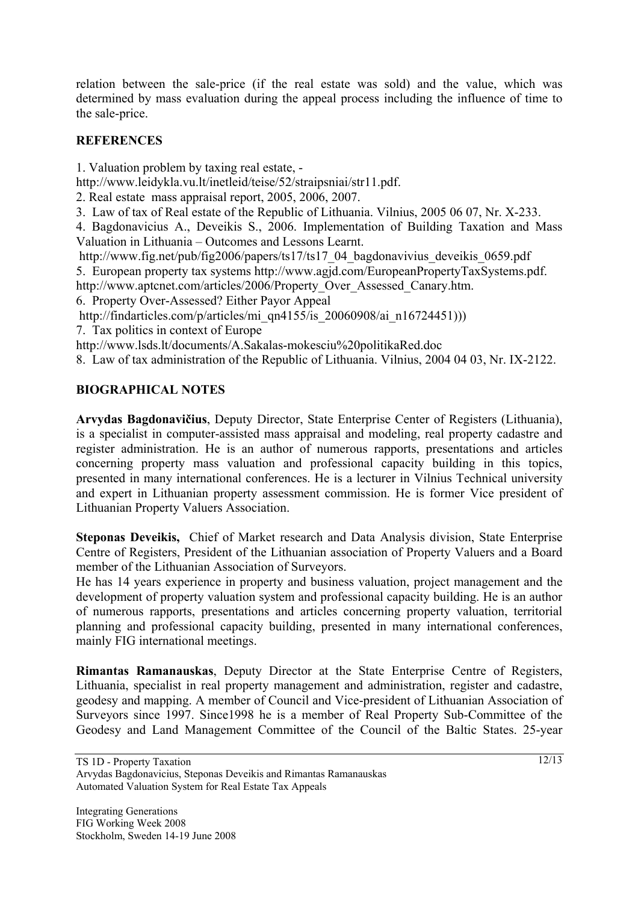relation between the sale-price (if the real estate was sold) and the value, which was determined by mass evaluation during the appeal process including the influence of time to the sale-price.

## REFERENCES

1. Valuation problem by taxing real estate, - http://www.leidykla.vu.lt/inetleid/teise/52/straipsniai/str11.pdf.
2. Real estate mass appraisal report, 2005, 2006, 2007.
3. Law of tax of Real estate of the Republic of Lithuania. Vilnius, 2005 06 07, Nr. X-233.
4. Bagdonavicius A., Deveikis S., 2006. Implementation of Building Taxation and Mass Valuation in Lithuania – Outcomes and Lessons Learnt. http://www.fig.net/pub/fig2006/papers/ts17/ts17_04_bagdonavivius_deveikis_0659.pdf
5. European property tax systems http://www.agjd.com/EuropeanPropertyTaxSystems.pdf. http://www.aptcnet.com/articles/2006/Property_Over_Assessed_Canary.htm.
6. Property Over-Assessed? Either Payor Appeal http://findarticles.com/p/articles/mi_qn4155/is_20060908/ai_n16724451)))
7. Tax politics in context of Europe http://www.lsds.lt/documents/A.Sakalas-mokesciu%20politikaRed.doc
8. Law of tax administration of the Republic of Lithuania. Vilnius, 2004 04 03, Nr. IX-2122.

## BIOGRAPHICAL NOTES

**Arvydas Bagdonavičius**, Deputy Director, State Enterprise Center of Registers (Lithuania), is a specialist in computer-assisted mass appraisal and modeling, real property cadastre and register administration. He is an author of numerous rapports, presentations and articles concerning property mass valuation and professional capacity building in this topics, presented in many international conferences. He is a lecturer in Vilnius Technical university and expert in Lithuanian property assessment commission. He is former Vice president of Lithuanian Property Valuers Association.

**Steponas Deveikis,** Chief of Market research and Data Analysis division, State Enterprise Centre of Registers, President of the Lithuanian association of Property Valuers and a Board member of the Lithuanian Association of Surveyors.
He has 14 years experience in property and business valuation, project management and the development of property valuation system and professional capacity building. He is an author of numerous rapports, presentations and articles concerning property valuation, territorial planning and professional capacity building, presented in many international conferences, mainly FIG international meetings.

**Rimantas Ramanauskas**, Deputy Director at the State Enterprise Centre of Registers, Lithuania, specialist in real property management and administration, register and cadastre, geodesy and mapping. A member of Council and Vice-president of Lithuanian Association of Surveyors since 1997. Since1998 he is a member of Real Property Sub-Committee of the Geodesy and Land Management Committee of the Council of the Baltic States. 25-year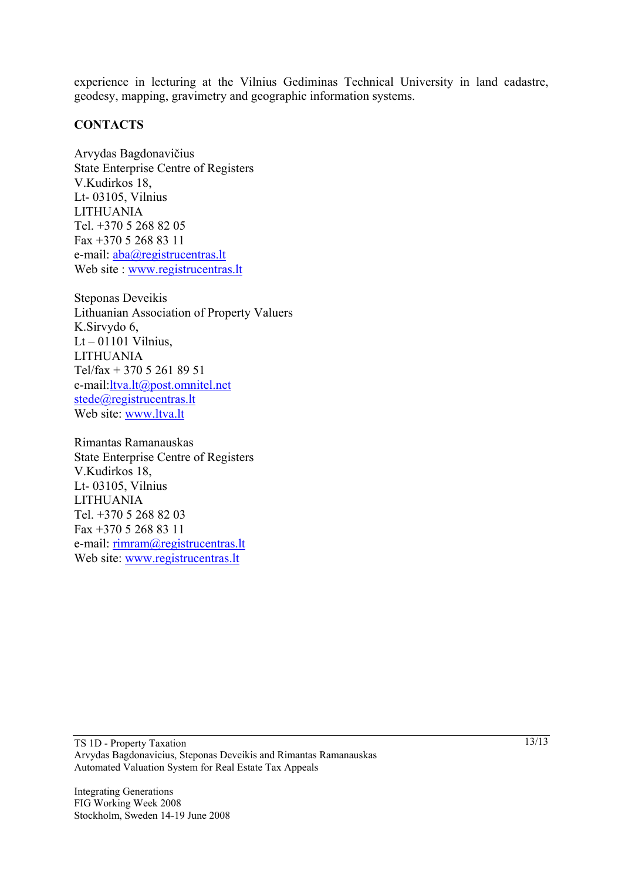experience in lecturing at the Vilnius Gediminas Technical University in land cadastre, geodesy, mapping, gravimetry and geographic information systems.

## CONTACTS

Arvydas Bagdonavičius
State Enterprise Centre of Registers
V.Kudirkos 18,
Lt- 03105, Vilnius
LITHUANIA
Tel. +370 5 268 82 05
Fax +370 5 268 83 11
e-mail: aba@registrucentras.lt
Web site : www.registrucentras.lt

Steponas Deveikis
Lithuanian Association of Property Valuers
K.Sirvydo 6,
Lt – 01101 Vilnius,
LITHUANIA
Tel/fax + 370 5 261 89 51
e-mail:ltva.lt@post.omnitel.net
stede@registrucentras.lt
Web site: www.ltva.lt

Rimantas Ramanauskas
State Enterprise Centre of Registers
V.Kudirkos 18,
Lt- 03105, Vilnius
LITHUANIA
Tel. +370 5 268 82 03
Fax +370 5 268 83 11
e-mail: rimram@registrucentras.lt
Web site: www.registrucentras.lt